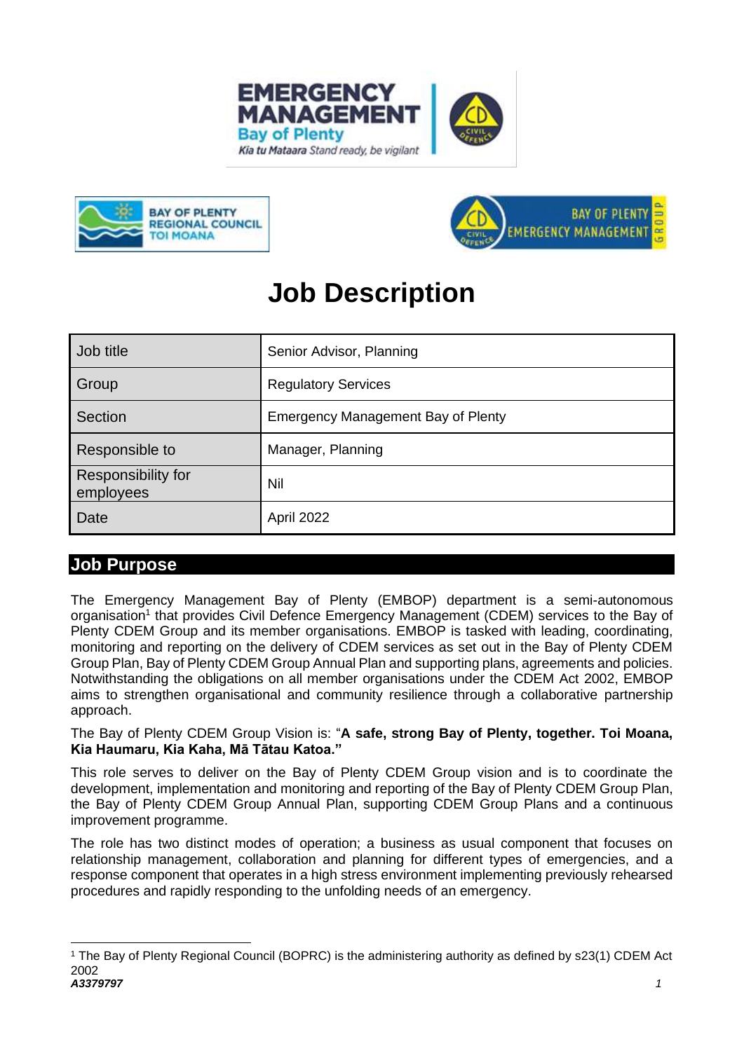# Job Description

| Job title | Senior Advisor, Planning |
|---|---|
| Group | Regulatory Services |
| Section | Emergency Management Bay of Plenty |
| Responsible to | Manager, Planning |
| Responsibility for employees | Nil |
| Date | April 2022 |

## Job Purpose

The Emergency Management Bay of Plenty (EMBOP) department is a semi-autonomous organisation[1] that provides Civil Defence Emergency Management (CDEM) services to the Bay of Plenty CDEM Group and its member organisations. EMBOP is tasked with leading, coordinating, monitoring and reporting on the delivery of CDEM services as set out in the Bay of Plenty CDEM Group Plan, Bay of Plenty CDEM Group Annual Plan and supporting plans, agreements and policies. Notwithstanding the obligations on all member organisations under the CDEM Act 2002, EMBOP aims to strengthen organisational and community resilience through a collaborative partnership approach.

The Bay of Plenty CDEM Group Vision is: "**A safe, strong Bay of Plenty, together. Toi Moana, Kia Haumaru, Kia Kaha, Mā Tātau Katoa.**"

This role serves to deliver on the Bay of Plenty CDEM Group vision and is to coordinate the development, implementation and monitoring and reporting of the Bay of Plenty CDEM Group Plan, the Bay of Plenty CDEM Group Annual Plan, supporting CDEM Group Plans and a continuous improvement programme.

The role has two distinct modes of operation; a business as usual component that focuses on relationship management, collaboration and planning for different types of emergencies, and a response component that operates in a high stress environment implementing previously rehearsed procedures and rapidly responding to the unfolding needs of an emergency.

[1] The Bay of Plenty Regional Council (BOPRC) is the administering authority as defined by s23(1) CDEM Act 2002

*A3379797*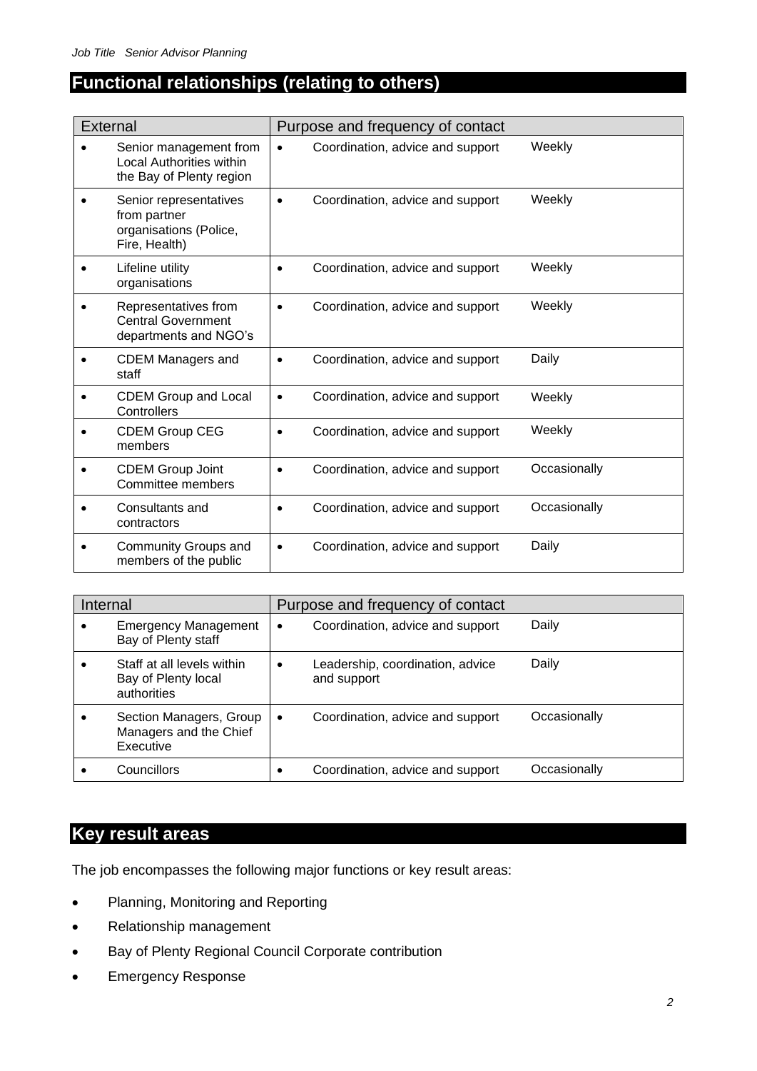## Functional relationships (relating to others)

| External | Purpose and frequency of contact | |
|---|---|---|
| Senior management from Local Authorities within the Bay of Plenty region | Coordination, advice and support | Weekly |
| Senior representatives from partner organisations (Police, Fire, Health) | Coordination, advice and support | Weekly |
| Lifeline utility organisations | Coordination, advice and support | Weekly |
| Representatives from Central Government departments and NGO's | Coordination, advice and support | Weekly |
| CDEM Managers and staff | Coordination, advice and support | Daily |
| CDEM Group and Local Controllers | Coordination, advice and support | Weekly |
| CDEM Group CEG members | Coordination, advice and support | Weekly |
| CDEM Group Joint Committee members | Coordination, advice and support | Occasionally |
| Consultants and contractors | Coordination, advice and support | Occasionally |
| Community Groups and members of the public | Coordination, advice and support | Daily |

| Internal | Purpose and frequency of contact | |
|---|---|---|
| Emergency Management Bay of Plenty staff | Coordination, advice and support | Daily |
| Staff at all levels within Bay of Plenty local authorities | Leadership, coordination, advice and support | Daily |
| Section Managers, Group Managers and the Chief Executive | Coordination, advice and support | Occasionally |
| Councillors | Coordination, advice and support | Occasionally |

## Key result areas

The job encompasses the following major functions or key result areas:

- Planning, Monitoring and Reporting
- Relationship management
- Bay of Plenty Regional Council Corporate contribution
- Emergency Response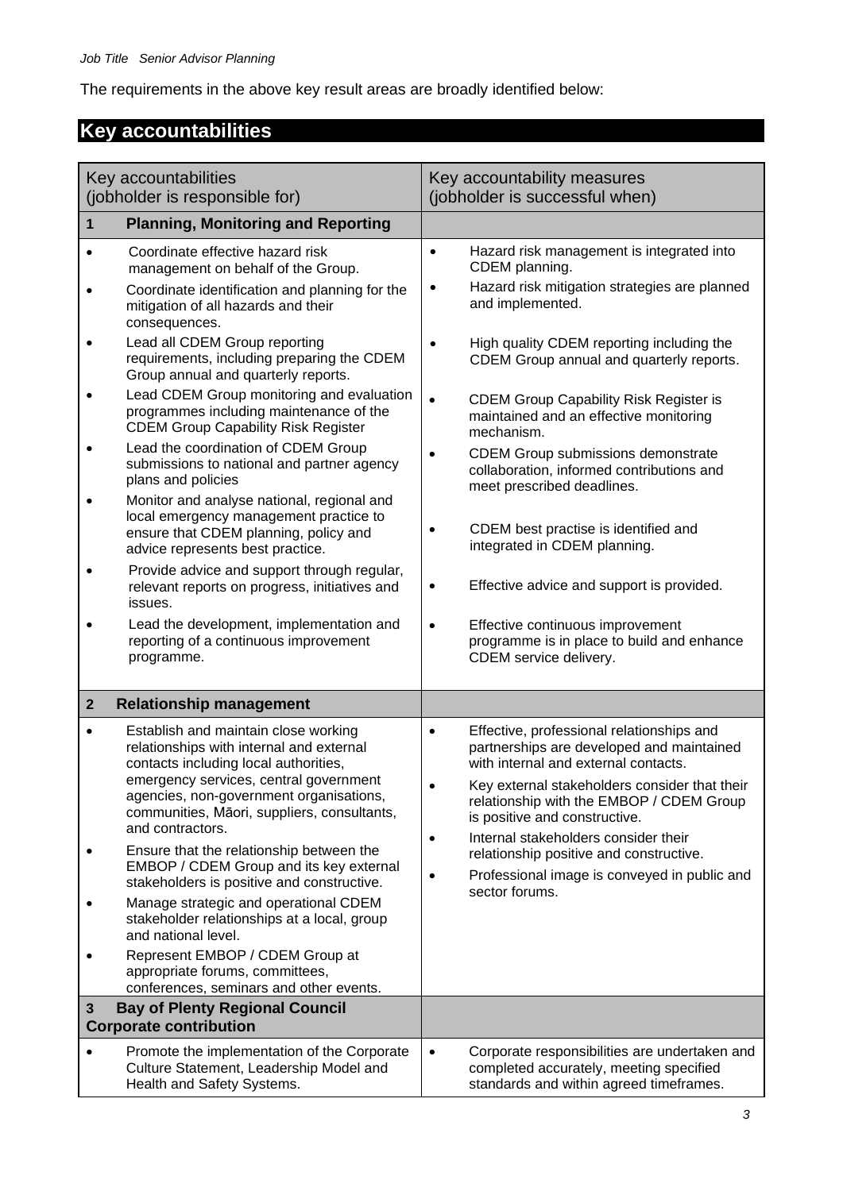The requirements in the above key result areas are broadly identified below:

## Key accountabilities

| Key accountabilities (jobholder is responsible for) | Key accountability measures (jobholder is successful when) |
| --- | --- |
| **1 Planning, Monitoring and Reporting** | |
| • Coordinate effective hazard risk management on behalf of the Group.<br>• Coordinate identification and planning for the mitigation of all hazards and their consequences.<br>• Lead all CDEM Group reporting requirements, including preparing the CDEM Group annual and quarterly reports.<br>• Lead CDEM Group monitoring and evaluation programmes including maintenance of the CDEM Group Capability Risk Register<br>• Lead the coordination of CDEM Group submissions to national and partner agency plans and policies<br>• Monitor and analyse national, regional and local emergency management practice to ensure that CDEM planning, policy and advice represents best practice.<br>• Provide advice and support through regular, relevant reports on progress, initiatives and issues.<br>• Lead the development, implementation and reporting of a continuous improvement programme. | • Hazard risk management is integrated into CDEM planning.<br>• Hazard risk mitigation strategies are planned and implemented.<br>• High quality CDEM reporting including the CDEM Group annual and quarterly reports.<br>• CDEM Group Capability Risk Register is maintained and an effective monitoring mechanism.<br>• CDEM Group submissions demonstrate collaboration, informed contributions and meet prescribed deadlines.<br>• CDEM best practise is identified and integrated in CDEM planning.<br>• Effective advice and support is provided.<br>• Effective continuous improvement programme is in place to build and enhance CDEM service delivery. |
| **2 Relationship management** | |
| • Establish and maintain close working relationships with internal and external contacts including local authorities, emergency services, central government agencies, non-government organisations, communities, Māori, suppliers, consultants, and contractors.<br>• Ensure that the relationship between the EMBOP / CDEM Group and its key external stakeholders is positive and constructive.<br>• Manage strategic and operational CDEM stakeholder relationships at a local, group and national level.<br>• Represent EMBOP / CDEM Group at appropriate forums, committees, conferences, seminars and other events. | • Effective, professional relationships and partnerships are developed and maintained with internal and external contacts.<br>• Key external stakeholders consider that their relationship with the EMBOP / CDEM Group is positive and constructive.<br>• Internal stakeholders consider their relationship positive and constructive.<br>• Professional image is conveyed in public and sector forums. |
| **3 Bay of Plenty Regional Council Corporate contribution** | |
| • Promote the implementation of the Corporate Culture Statement, Leadership Model and Health and Safety Systems. | • Corporate responsibilities are undertaken and completed accurately, meeting specified standards and within agreed timeframes. |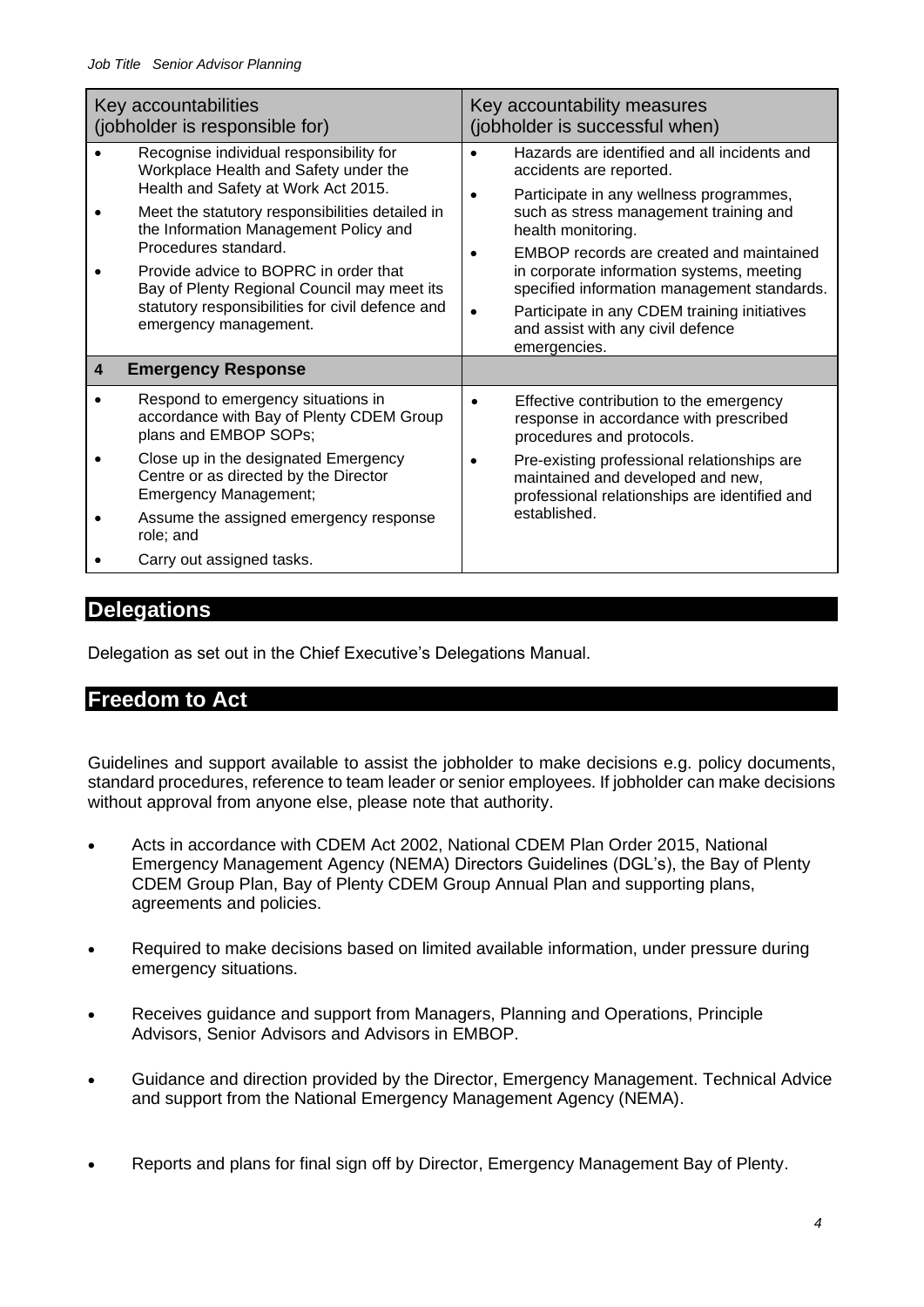| Key accountabilities (jobholder is responsible for) | Key accountability measures (jobholder is successful when) |
|---|---|
| • Recognise individual responsibility for Workplace Health and Safety under the Health and Safety at Work Act 2015.<br>• Meet the statutory responsibilities detailed in the Information Management Policy and Procedures standard.<br>• Provide advice to BOPRC in order that Bay of Plenty Regional Council may meet its statutory responsibilities for civil defence and emergency management. | • Hazards are identified and all incidents and accidents are reported.<br>• Participate in any wellness programmes, such as stress management training and health monitoring.<br>• EMBOP records are created and maintained in corporate information systems, meeting specified information management standards.<br>• Participate in any CDEM training initiatives and assist with any civil defence emergencies. |
| **4 Emergency Response** | |
| • Respond to emergency situations in accordance with Bay of Plenty CDEM Group plans and EMBOP SOPs;<br>• Close up in the designated Emergency Centre or as directed by the Director Emergency Management;<br>• Assume the assigned emergency response role; and<br>• Carry out assigned tasks. | • Effective contribution to the emergency response in accordance with prescribed procedures and protocols.<br>• Pre-existing professional relationships are maintained and developed and new, professional relationships are identified and established. |

## Delegations

Delegation as set out in the Chief Executive's Delegations Manual.

## Freedom to Act

Guidelines and support available to assist the jobholder to make decisions e.g. policy documents, standard procedures, reference to team leader or senior employees. If jobholder can make decisions without approval from anyone else, please note that authority.

- Acts in accordance with CDEM Act 2002, National CDEM Plan Order 2015, National Emergency Management Agency (NEMA) Directors Guidelines (DGL's), the Bay of Plenty CDEM Group Plan, Bay of Plenty CDEM Group Annual Plan and supporting plans, agreements and policies.
- Required to make decisions based on limited available information, under pressure during emergency situations.
- Receives guidance and support from Managers, Planning and Operations, Principle Advisors, Senior Advisors and Advisors in EMBOP.
- Guidance and direction provided by the Director, Emergency Management. Technical Advice and support from the National Emergency Management Agency (NEMA).
- Reports and plans for final sign off by Director, Emergency Management Bay of Plenty.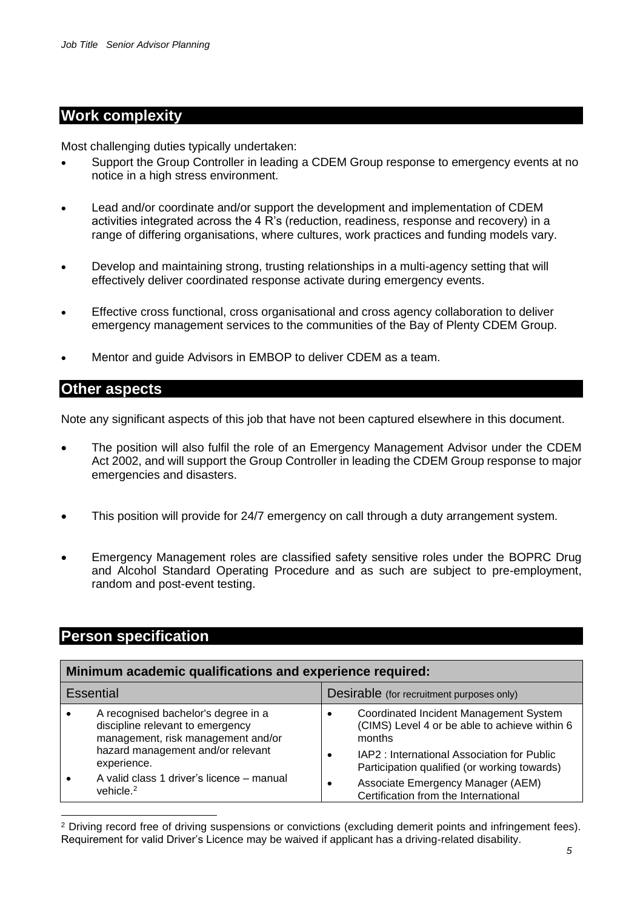## Work complexity

Most challenging duties typically undertaken:

- Support the Group Controller in leading a CDEM Group response to emergency events at no notice in a high stress environment.
- Lead and/or coordinate and/or support the development and implementation of CDEM activities integrated across the 4 R's (reduction, readiness, response and recovery) in a range of differing organisations, where cultures, work practices and funding models vary.
- Develop and maintaining strong, trusting relationships in a multi-agency setting that will effectively deliver coordinated response activate during emergency events.
- Effective cross functional, cross organisational and cross agency collaboration to deliver emergency management services to the communities of the Bay of Plenty CDEM Group.
- Mentor and guide Advisors in EMBOP to deliver CDEM as a team.

## Other aspects

Note any significant aspects of this job that have not been captured elsewhere in this document.

- The position will also fulfil the role of an Emergency Management Advisor under the CDEM Act 2002, and will support the Group Controller in leading the CDEM Group response to major emergencies and disasters.
- This position will provide for 24/7 emergency on call through a duty arrangement system.
- Emergency Management roles are classified safety sensitive roles under the BOPRC Drug and Alcohol Standard Operating Procedure and as such are subject to pre-employment, random and post-event testing.

## Person specification

| **Minimum academic qualifications and experience required:** | |
|---|---|
| Essential | Desirable (for recruitment purposes only) |
| • A recognised bachelor's degree in a discipline relevant to emergency management, risk management and/or hazard management and/or relevant experience.<br>• A valid class 1 driver's licence – manual vehicle.[2] | • Coordinated Incident Management System (CIMS) Level 4 or be able to achieve within 6 months<br>• IAP2 : International Association for Public Participation qualified (or working towards)<br>• Associate Emergency Manager (AEM) Certification from the International |

[2] Driving record free of driving suspensions or convictions (excluding demerit points and infringement fees). Requirement for valid Driver's Licence may be waived if applicant has a driving-related disability.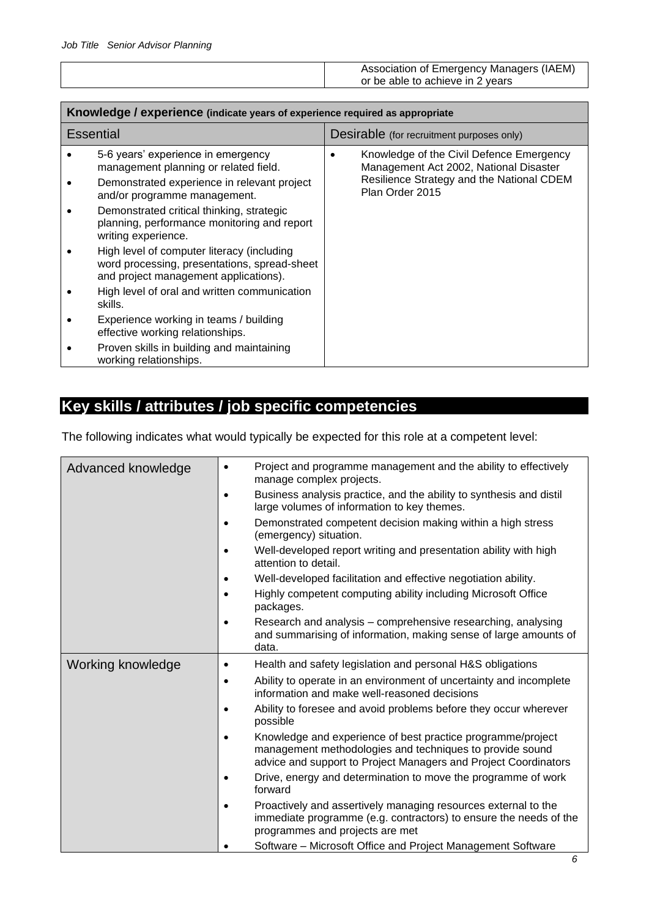| | Association of Emergency Managers (IAEM) or be able to achieve in 2 years |
|---|---|

| **Knowledge / experience** (indicate years of experience required as appropriate | |
|---|---|
| Essential | Desirable (for recruitment purposes only) |
| • 5-6 years' experience in emergency management planning or related field.<br>• Demonstrated experience in relevant project and/or programme management.<br>• Demonstrated critical thinking, strategic planning, performance monitoring and report writing experience.<br>• High level of computer literacy (including word processing, presentations, spread-sheet and project management applications).<br>• High level of oral and written communication skills.<br>• Experience working in teams / building effective working relationships.<br>• Proven skills in building and maintaining working relationships. | • Knowledge of the Civil Defence Emergency Management Act 2002, National Disaster Resilience Strategy and the National CDEM Plan Order 2015 |

## Key skills / attributes / job specific competencies

The following indicates what would typically be expected for this role at a competent level:

| | |
|---|---|
| Advanced knowledge | • Project and programme management and the ability to effectively manage complex projects.<br>• Business analysis practice, and the ability to synthesis and distil large volumes of information to key themes.<br>• Demonstrated competent decision making within a high stress (emergency) situation.<br>• Well-developed report writing and presentation ability with high attention to detail.<br>• Well-developed facilitation and effective negotiation ability.<br>• Highly competent computing ability including Microsoft Office packages.<br>• Research and analysis – comprehensive researching, analysing and summarising of information, making sense of large amounts of data. |
| Working knowledge | • Health and safety legislation and personal H&S obligations<br>• Ability to operate in an environment of uncertainty and incomplete information and make well-reasoned decisions<br>• Ability to foresee and avoid problems before they occur wherever possible<br>• Knowledge and experience of best practice programme/project management methodologies and techniques to provide sound advice and support to Project Managers and Project Coordinators<br>• Drive, energy and determination to move the programme of work forward<br>• Proactively and assertively managing resources external to the immediate programme (e.g. contractors) to ensure the needs of the programmes and projects are met<br>• Software – Microsoft Office and Project Management Software |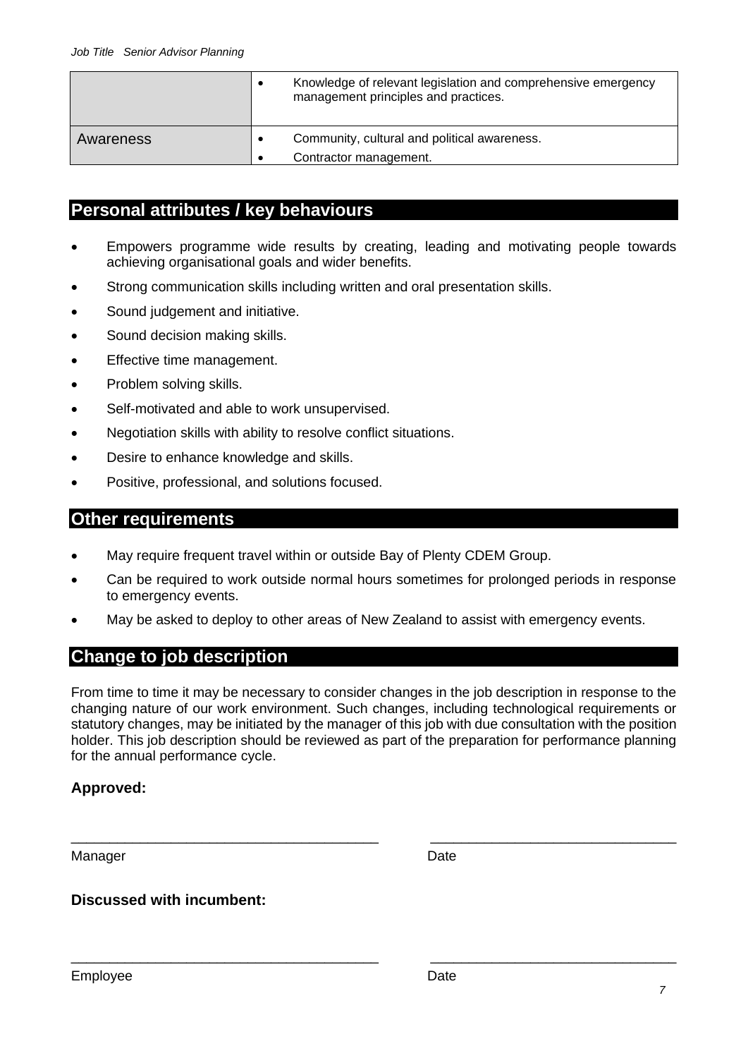| | |
|---|---|
| | • Knowledge of relevant legislation and comprehensive emergency management principles and practices. |
| Awareness | • Community, cultural and political awareness.<br>• Contractor management. |

## Personal attributes / key behaviours

- Empowers programme wide results by creating, leading and motivating people towards achieving organisational goals and wider benefits.
- Strong communication skills including written and oral presentation skills.
- Sound judgement and initiative.
- Sound decision making skills.
- Effective time management.
- Problem solving skills.
- Self-motivated and able to work unsupervised.
- Negotiation skills with ability to resolve conflict situations.
- Desire to enhance knowledge and skills.
- Positive, professional, and solutions focused.

## Other requirements

- May require frequent travel within or outside Bay of Plenty CDEM Group.
- Can be required to work outside normal hours sometimes for prolonged periods in response to emergency events.
- May be asked to deploy to other areas of New Zealand to assist with emergency events.

## Change to job description

From time to time it may be necessary to consider changes in the job description in response to the changing nature of our work environment. Such changes, including technological requirements or statutory changes, may be initiated by the manager of this job with due consultation with the position holder. This job description should be reviewed as part of the preparation for performance planning for the annual performance cycle.

**Approved:**

_______________________________________ _______________________________

Manager Date

**Discussed with incumbent:**

_______________________________________ _______________________________

Employee Date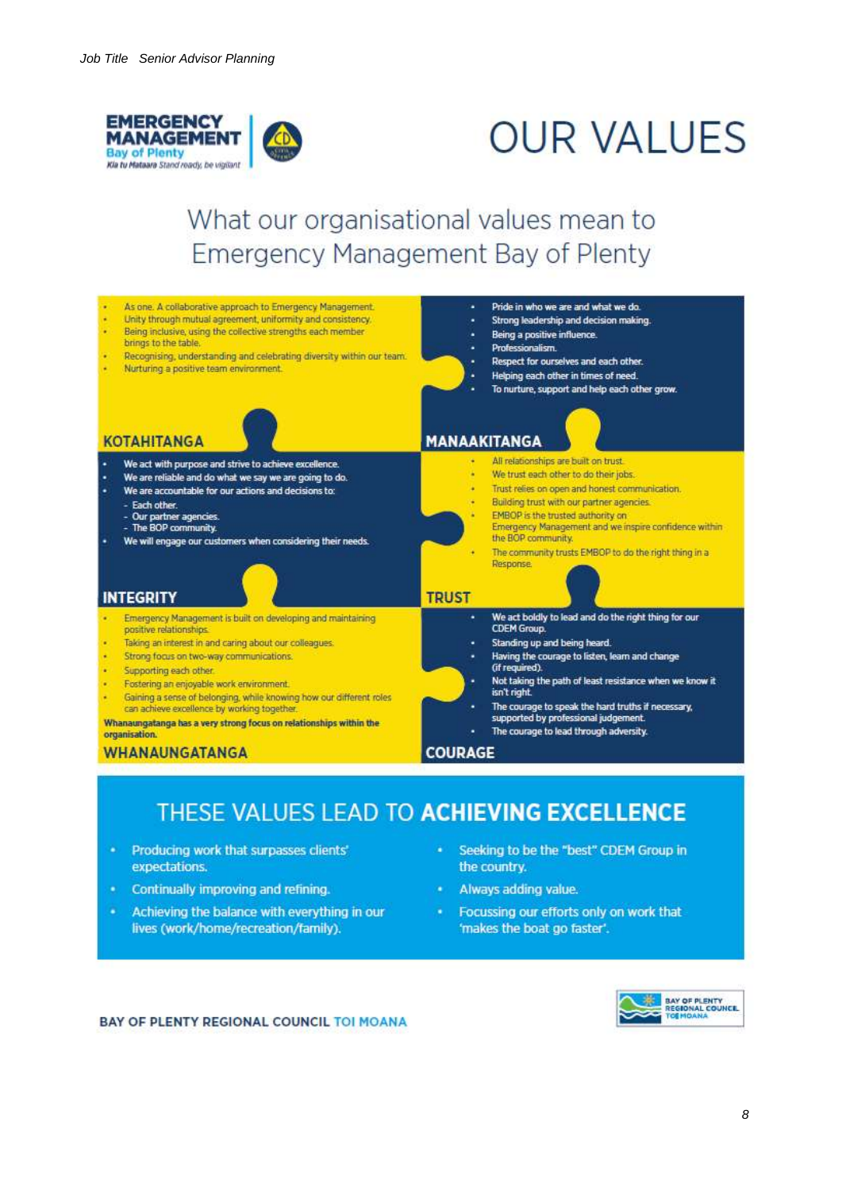EMERGENCY MANAGEMENT Bay of Plenty
*Kia tu Mataara Stand ready, be vigilant*

# OUR VALUES

## What our organisational values mean to Emergency Management Bay of Plenty

### KOTAHITANGA

- As one. A collaborative approach to Emergency Management.
- Unity through mutual agreement, uniformity and consistency.
- Being inclusive, using the collective strengths each member brings to the table.
- Recognising, understanding and celebrating diversity within our team.
- Nurturing a positive team environment.

### MANAAKITANGA

- Pride in who we are and what we do.
- Strong leadership and decision making.
- Being a positive influence.
- Professionalism.
- Respect for ourselves and each other.
- Helping each other in times of need.
- To nurture, support and help each other grow.

### INTEGRITY

- We act with purpose and strive to achieve excellence.
- We are reliable and do what we say we are going to do.
- We are accountable for our actions and decisions to:
  - Each other.
  - Our partner agencies.
  - The BOP community.
- We will engage our customers when considering their needs.

### TRUST

- All relationships are built on trust.
- We trust each other to do their jobs.
- Trust relies on open and honest communication.
- Building trust with our partner agencies.
- EMBOP is the trusted authority on Emergency Management and we inspire confidence within the BOP community.
- The community trusts EMBOP to do the right thing in a Response.

### WHANAUNGATANGA

- Emergency Management is built on developing and maintaining positive relationships.
- Taking an interest in and caring about our colleagues.
- Strong focus on two-way communications.
- Supporting each other.
- Fostering an enjoyable work environment.
- Gaining a sense of belonging, while knowing how our different roles can achieve excellence by working together.

**Whanaungatanga has a very strong focus on relationships within the organisation.**

### COURAGE

- We act boldly to lead and do the right thing for our CDEM Group.
- Standing up and being heard.
- Having the courage to listen, learn and change (if required).
- Not taking the path of least resistance when we know it isn't right.
- The courage to speak the hard truths if necessary, supported by professional judgement.
- The courage to lead through adversity.

## THESE VALUES LEAD TO **ACHIEVING EXCELLENCE**

- Producing work that surpasses clients' expectations.
- Continually improving and refining.
- Achieving the balance with everything in our lives (work/home/recreation/family).
- Seeking to be the "best" CDEM Group in the country.
- Always adding value.
- Focussing our efforts only on work that 'makes the boat go faster'.

BAY OF PLENTY REGIONAL COUNCIL TOI MOANA